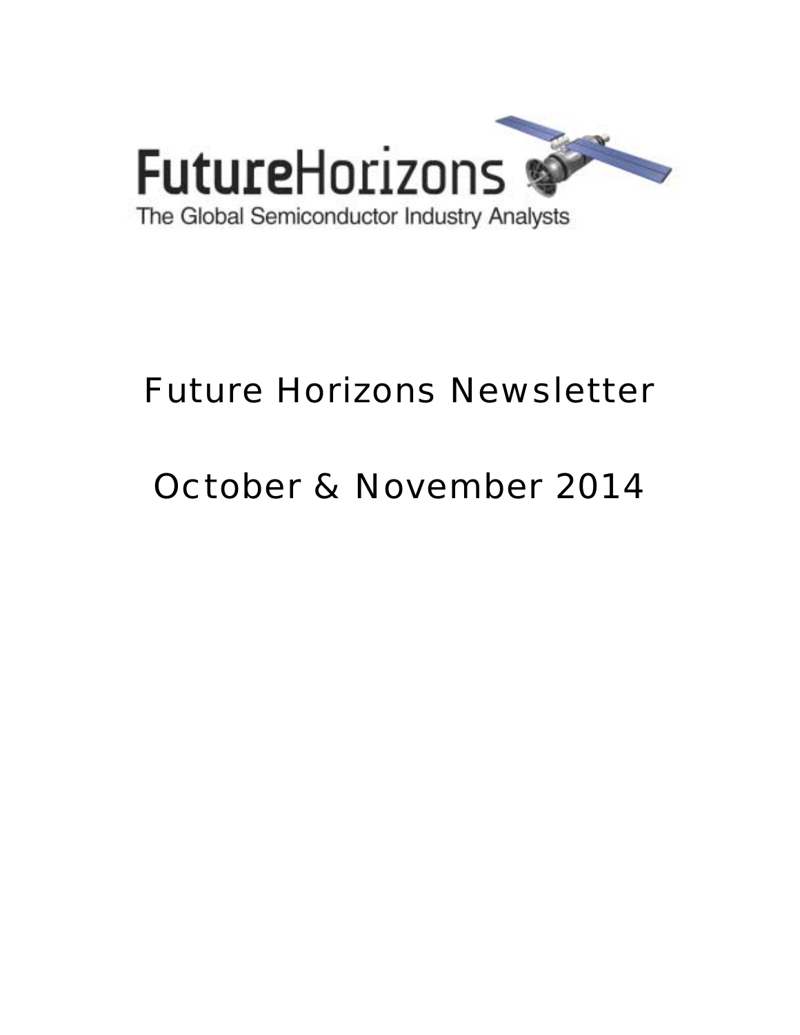FutureHorizons

The Global Semiconductor Industry Analysts

# Future Horizons Newsletter

# October & November 2014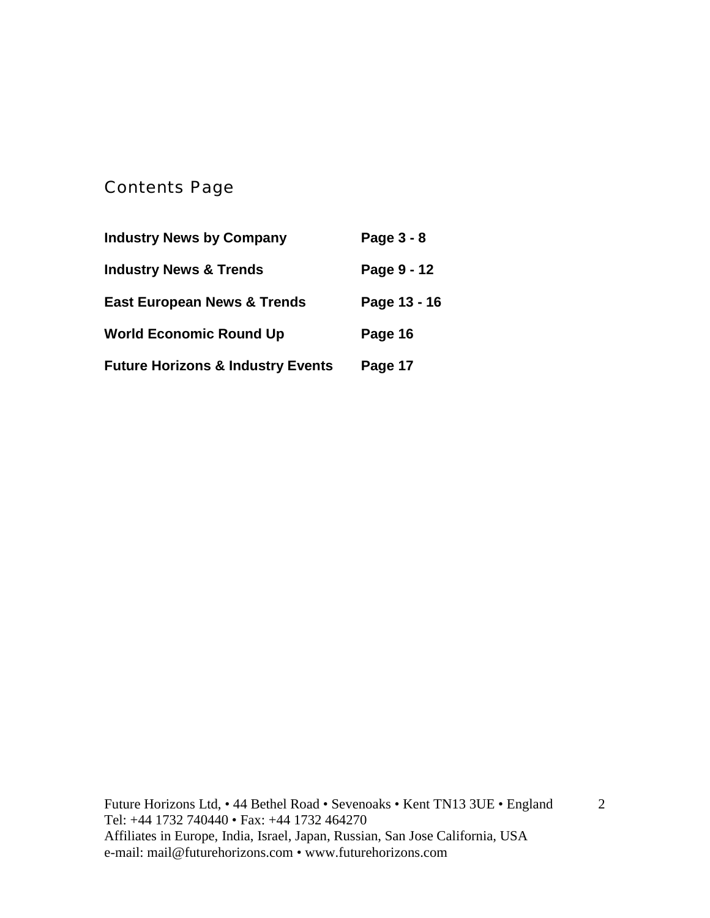## Contents Page

| | |
|---|---|
| **Industry News by Company** | **Page 3 - 8** |
| **Industry News & Trends** | **Page 9 - 12** |
| **East European News & Trends** | **Page 13 - 16** |
| **World Economic Round Up** | **Page 16** |
| **Future Horizons & Industry Events** | **Page 17** |

Future Horizons Ltd, • 44 Bethel Road • Sevenoaks • Kent TN13 3UE • England
Tel: +44 1732 740440 • Fax: +44 1732 464270
Affiliates in Europe, India, Israel, Japan, Russian, San Jose California, USA
e-mail: mail@futurehorizons.com • www.futurehorizons.com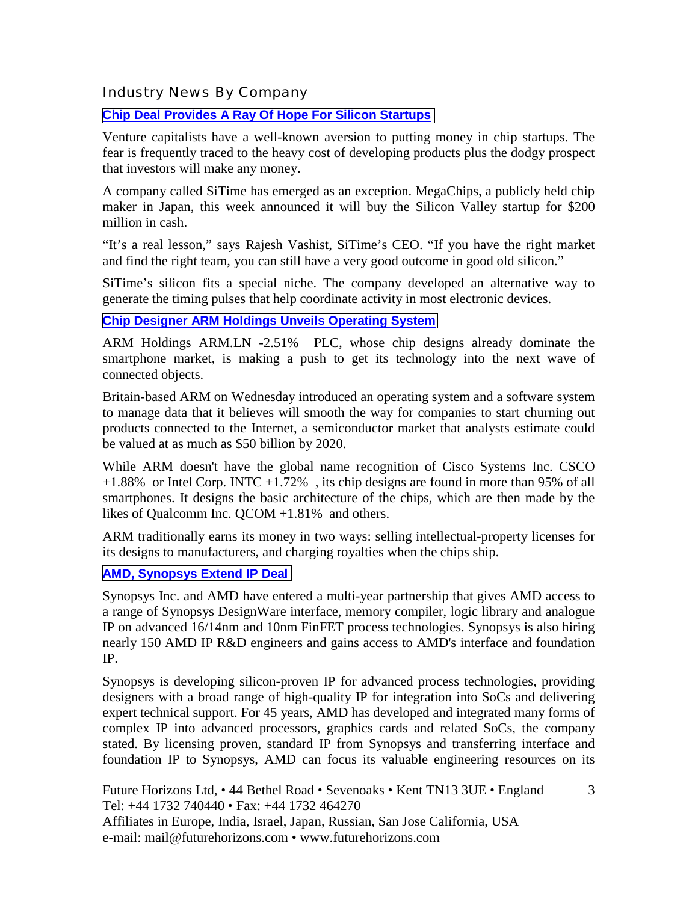## Industry News By Company

### Chip Deal Provides A Ray Of Hope For Silicon Startups

Venture capitalists have a well-known aversion to putting money in chip startups. The fear is frequently traced to the heavy cost of developing products plus the dodgy prospect that investors will make any money.

A company called SiTime has emerged as an exception. MegaChips, a publicly held chip maker in Japan, this week announced it will buy the Silicon Valley startup for $200 million in cash.

"It's a real lesson," says Rajesh Vashist, SiTime's CEO. "If you have the right market and find the right team, you can still have a very good outcome in good old silicon."

SiTime's silicon fits a special niche. The company developed an alternative way to generate the timing pulses that help coordinate activity in most electronic devices.

### Chip Designer ARM Holdings Unveils Operating System

ARM Holdings ARM.LN -2.51% PLC, whose chip designs already dominate the smartphone market, is making a push to get its technology into the next wave of connected objects.

Britain-based ARM on Wednesday introduced an operating system and a software system to manage data that it believes will smooth the way for companies to start churning out products connected to the Internet, a semiconductor market that analysts estimate could be valued at as much as $50 billion by 2020.

While ARM doesn't have the global name recognition of Cisco Systems Inc. CSCO +1.88% or Intel Corp. INTC +1.72% , its chip designs are found in more than 95% of all smartphones. It designs the basic architecture of the chips, which are then made by the likes of Qualcomm Inc. QCOM +1.81% and others.

ARM traditionally earns its money in two ways: selling intellectual-property licenses for its designs to manufacturers, and charging royalties when the chips ship.

### AMD, Synopsys Extend IP Deal

Synopsys Inc. and AMD have entered a multi-year partnership that gives AMD access to a range of Synopsys DesignWare interface, memory compiler, logic library and analogue IP on advanced 16/14nm and 10nm FinFET process technologies. Synopsys is also hiring nearly 150 AMD IP R&D engineers and gains access to AMD's interface and foundation IP.

Synopsys is developing silicon-proven IP for advanced process technologies, providing designers with a broad range of high-quality IP for integration into SoCs and delivering expert technical support. For 45 years, AMD has developed and integrated many forms of complex IP into advanced processors, graphics cards and related SoCs, the company stated. By licensing proven, standard IP from Synopsys and transferring interface and foundation IP to Synopsys, AMD can focus its valuable engineering resources on its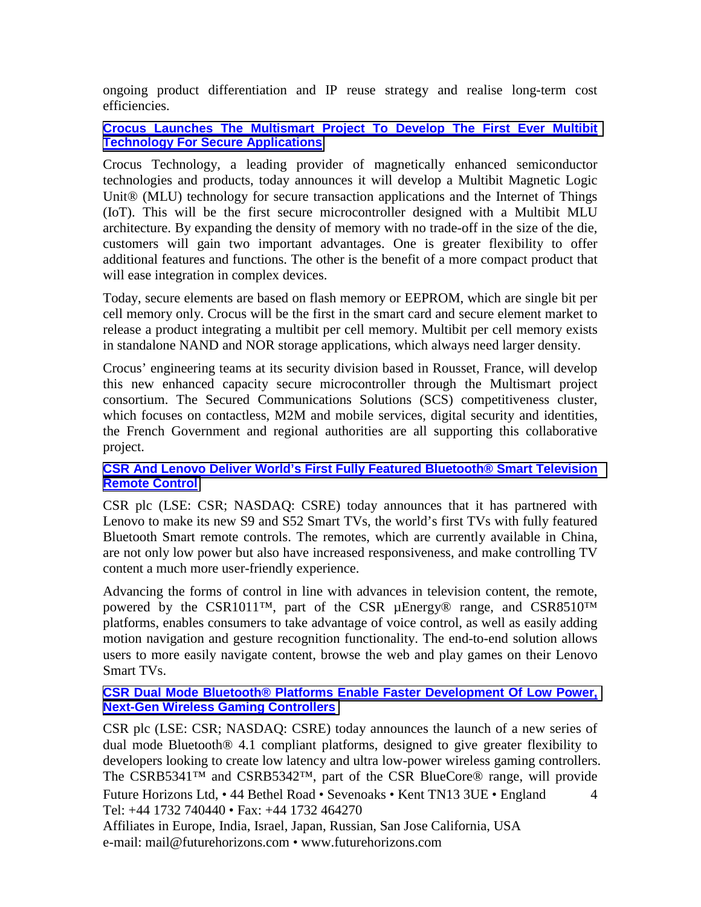ongoing product differentiation and IP reuse strategy and realise long-term cost efficiencies.

### Crocus Launches The Multismart Project To Develop The First Ever Multibit Technology For Secure Applications

Crocus Technology, a leading provider of magnetically enhanced semiconductor technologies and products, today announces it will develop a Multibit Magnetic Logic Unit® (MLU) technology for secure transaction applications and the Internet of Things (IoT). This will be the first secure microcontroller designed with a Multibit MLU architecture. By expanding the density of memory with no trade-off in the size of the die, customers will gain two important advantages. One is greater flexibility to offer additional features and functions. The other is the benefit of a more compact product that will ease integration in complex devices.

Today, secure elements are based on flash memory or EEPROM, which are single bit per cell memory only. Crocus will be the first in the smart card and secure element market to release a product integrating a multibit per cell memory. Multibit per cell memory exists in standalone NAND and NOR storage applications, which always need larger density.

Crocus' engineering teams at its security division based in Rousset, France, will develop this new enhanced capacity secure microcontroller through the Multismart project consortium. The Secured Communications Solutions (SCS) competitiveness cluster, which focuses on contactless, M2M and mobile services, digital security and identities, the French Government and regional authorities are all supporting this collaborative project.

### CSR And Lenovo Deliver World's First Fully Featured Bluetooth® Smart Television Remote Control

CSR plc (LSE: CSR; NASDAQ: CSRE) today announces that it has partnered with Lenovo to make its new S9 and S52 Smart TVs, the world's first TVs with fully featured Bluetooth Smart remote controls. The remotes, which are currently available in China, are not only low power but also have increased responsiveness, and make controlling TV content a much more user-friendly experience.

Advancing the forms of control in line with advances in television content, the remote, powered by the CSR1011™, part of the CSR µEnergy® range, and CSR8510™ platforms, enables consumers to take advantage of voice control, as well as easily adding motion navigation and gesture recognition functionality. The end-to-end solution allows users to more easily navigate content, browse the web and play games on their Lenovo Smart TVs.

### CSR Dual Mode Bluetooth® Platforms Enable Faster Development Of Low Power, Next-Gen Wireless Gaming Controllers

CSR plc (LSE: CSR; NASDAQ: CSRE) today announces the launch of a new series of dual mode Bluetooth® 4.1 compliant platforms, designed to give greater flexibility to developers looking to create low latency and ultra low-power wireless gaming controllers. The CSRB5341™ and CSRB5342™, part of the CSR BlueCore® range, will provide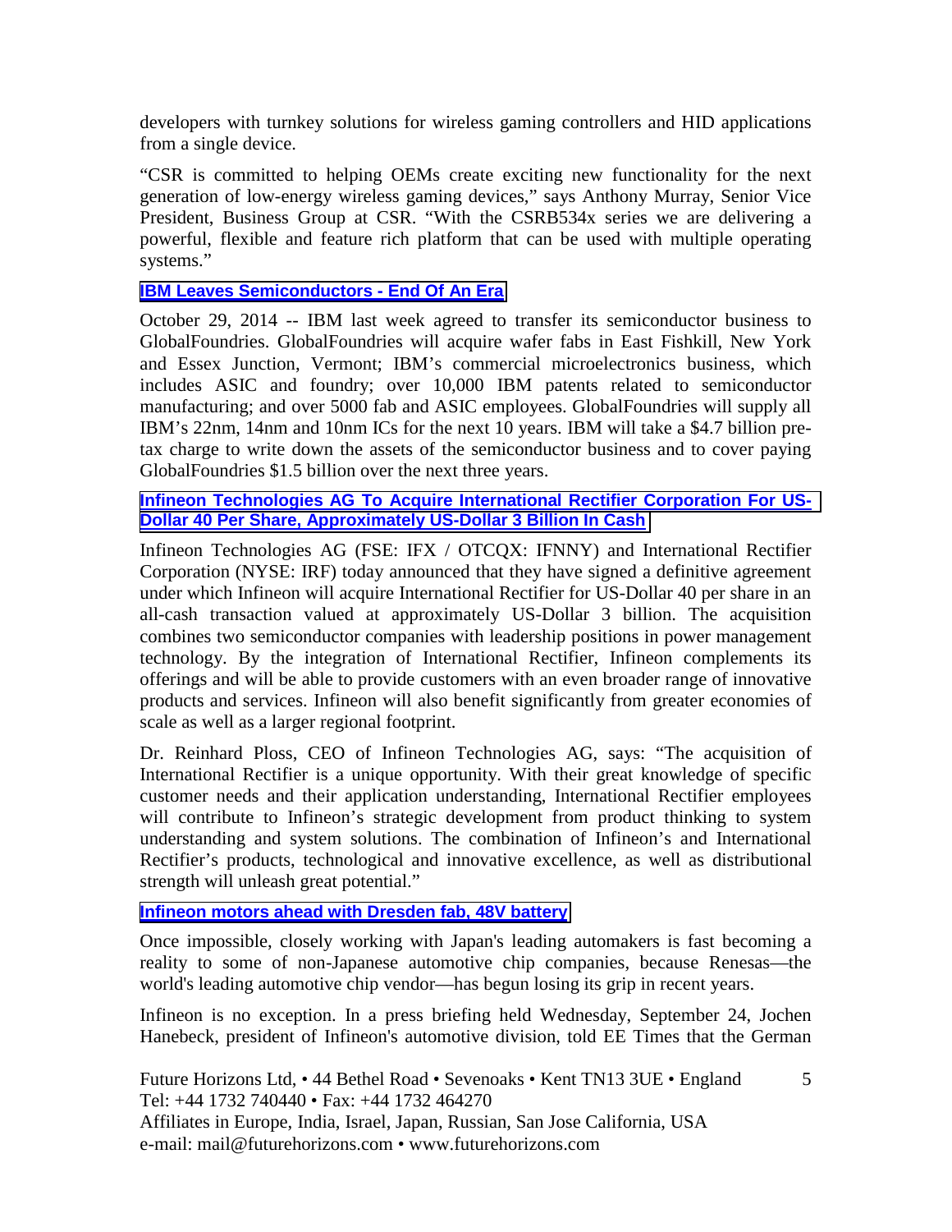developers with turnkey solutions for wireless gaming controllers and HID applications from a single device.

"CSR is committed to helping OEMs create exciting new functionality for the next generation of low-energy wireless gaming devices," says Anthony Murray, Senior Vice President, Business Group at CSR. "With the CSRB534x series we are delivering a powerful, flexible and feature rich platform that can be used with multiple operating systems."

### IBM Leaves Semiconductors - End Of An Era

October 29, 2014 -- IBM last week agreed to transfer its semiconductor business to GlobalFoundries. GlobalFoundries will acquire wafer fabs in East Fishkill, New York and Essex Junction, Vermont; IBM's commercial microelectronics business, which includes ASIC and foundry; over 10,000 IBM patents related to semiconductor manufacturing; and over 5000 fab and ASIC employees. GlobalFoundries will supply all IBM's 22nm, 14nm and 10nm ICs for the next 10 years. IBM will take a $4.7 billion pre-tax charge to write down the assets of the semiconductor business and to cover paying GlobalFoundries $1.5 billion over the next three years.

### Infineon Technologies AG To Acquire International Rectifier Corporation For US-Dollar 40 Per Share, Approximately US-Dollar 3 Billion In Cash

Infineon Technologies AG (FSE: IFX / OTCQX: IFNNY) and International Rectifier Corporation (NYSE: IRF) today announced that they have signed a definitive agreement under which Infineon will acquire International Rectifier for US-Dollar 40 per share in an all-cash transaction valued at approximately US-Dollar 3 billion. The acquisition combines two semiconductor companies with leadership positions in power management technology. By the integration of International Rectifier, Infineon complements its offerings and will be able to provide customers with an even broader range of innovative products and services. Infineon will also benefit significantly from greater economies of scale as well as a larger regional footprint.

Dr. Reinhard Ploss, CEO of Infineon Technologies AG, says: "The acquisition of International Rectifier is a unique opportunity. With their great knowledge of specific customer needs and their application understanding, International Rectifier employees will contribute to Infineon's strategic development from product thinking to system understanding and system solutions. The combination of Infineon's and International Rectifier's products, technological and innovative excellence, as well as distributional strength will unleash great potential."

### Infineon motors ahead with Dresden fab, 48V battery

Once impossible, closely working with Japan's leading automakers is fast becoming a reality to some of non-Japanese automotive chip companies, because Renesas—the world's leading automotive chip vendor—has begun losing its grip in recent years.

Infineon is no exception. In a press briefing held Wednesday, September 24, Jochen Hanebeck, president of Infineon's automotive division, told EE Times that the German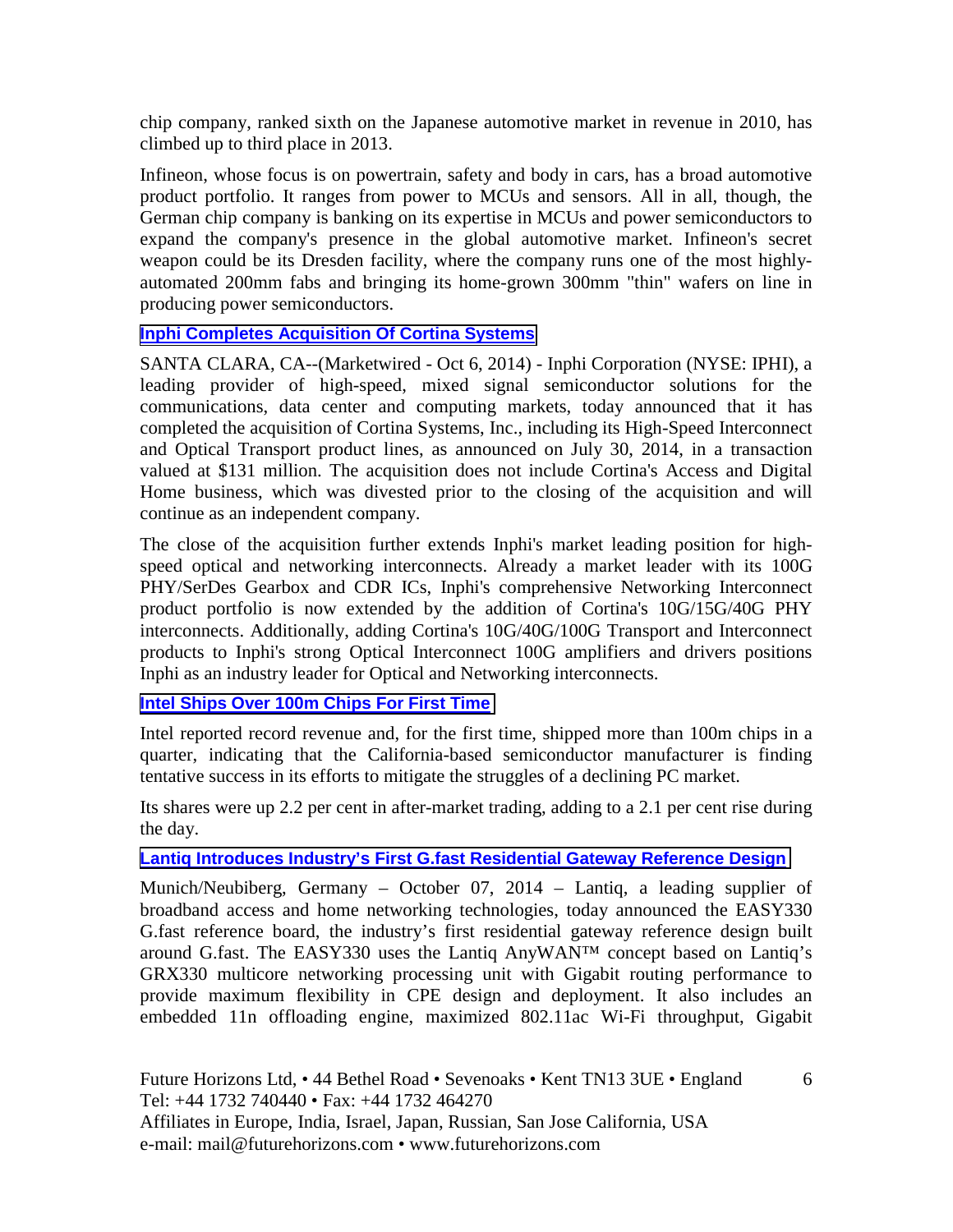chip company, ranked sixth on the Japanese automotive market in revenue in 2010, has climbed up to third place in 2013.

Infineon, whose focus is on powertrain, safety and body in cars, has a broad automotive product portfolio. It ranges from power to MCUs and sensors. All in all, though, the German chip company is banking on its expertise in MCUs and power semiconductors to expand the company's presence in the global automotive market. Infineon's secret weapon could be its Dresden facility, where the company runs one of the most highly-automated 200mm fabs and bringing its home-grown 300mm "thin" wafers on line in producing power semiconductors.

### Inphi Completes Acquisition Of Cortina Systems

SANTA CLARA, CA--(Marketwired - Oct 6, 2014) - Inphi Corporation (NYSE: IPHI), a leading provider of high-speed, mixed signal semiconductor solutions for the communications, data center and computing markets, today announced that it has completed the acquisition of Cortina Systems, Inc., including its High-Speed Interconnect and Optical Transport product lines, as announced on July 30, 2014, in a transaction valued at $131 million. The acquisition does not include Cortina's Access and Digital Home business, which was divested prior to the closing of the acquisition and will continue as an independent company.

The close of the acquisition further extends Inphi's market leading position for high-speed optical and networking interconnects. Already a market leader with its 100G PHY/SerDes Gearbox and CDR ICs, Inphi's comprehensive Networking Interconnect product portfolio is now extended by the addition of Cortina's 10G/15G/40G PHY interconnects. Additionally, adding Cortina's 10G/40G/100G Transport and Interconnect products to Inphi's strong Optical Interconnect 100G amplifiers and drivers positions Inphi as an industry leader for Optical and Networking interconnects.

### Intel Ships Over 100m Chips For First Time

Intel reported record revenue and, for the first time, shipped more than 100m chips in a quarter, indicating that the California-based semiconductor manufacturer is finding tentative success in its efforts to mitigate the struggles of a declining PC market.

Its shares were up 2.2 per cent in after-market trading, adding to a 2.1 per cent rise during the day.

### Lantiq Introduces Industry's First G.fast Residential Gateway Reference Design

Munich/Neubiberg, Germany – October 07, 2014 – Lantiq, a leading supplier of broadband access and home networking technologies, today announced the EASY330 G.fast reference board, the industry's first residential gateway reference design built around G.fast. The EASY330 uses the Lantiq AnyWAN™ concept based on Lantiq's GRX330 multicore networking processing unit with Gigabit routing performance to provide maximum flexibility in CPE design and deployment. It also includes an embedded 11n offloading engine, maximized 802.11ac Wi-Fi throughput, Gigabit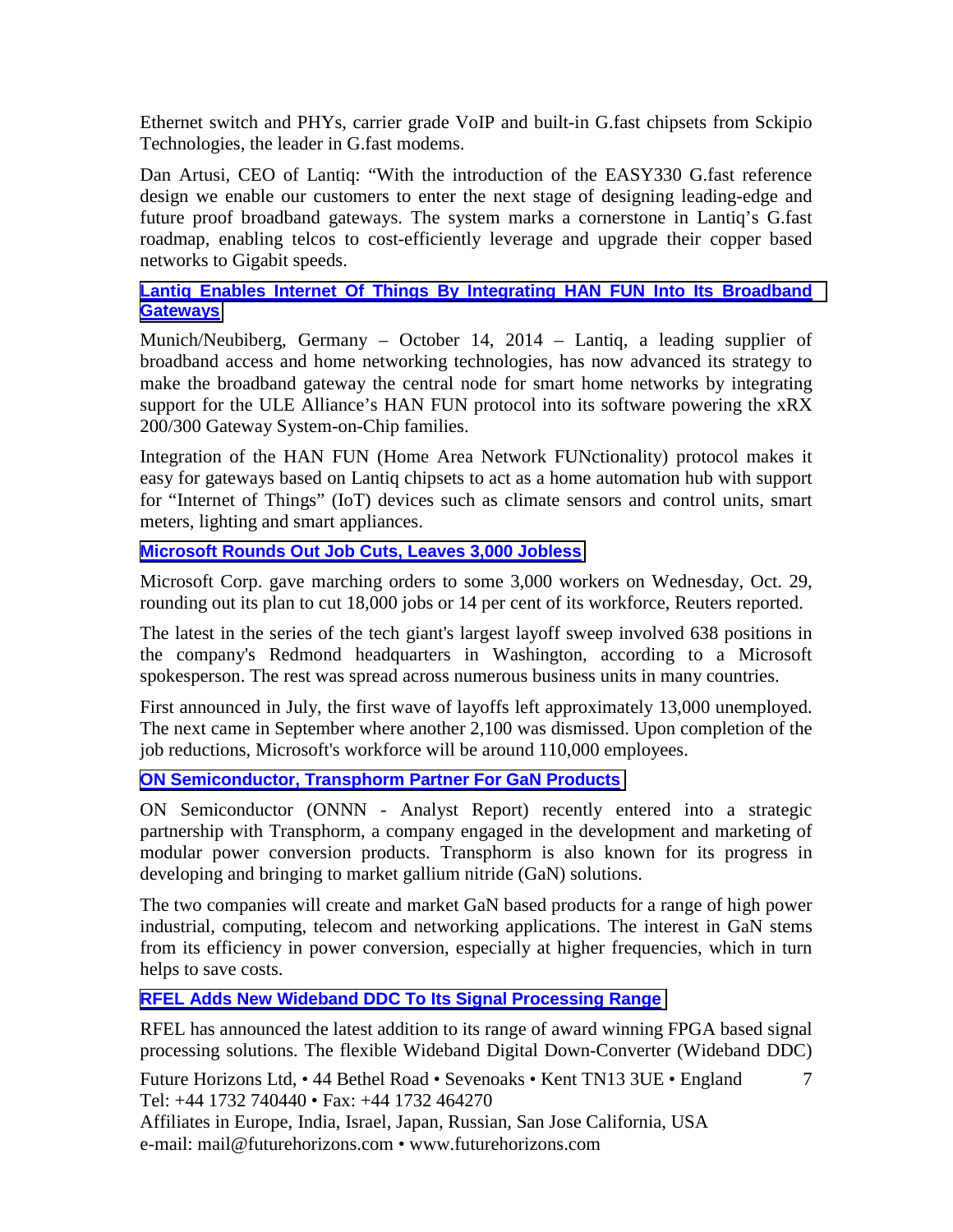Ethernet switch and PHYs, carrier grade VoIP and built-in G.fast chipsets from Sckipio Technologies, the leader in G.fast modems.

Dan Artusi, CEO of Lantiq: "With the introduction of the EASY330 G.fast reference design we enable our customers to enter the next stage of designing leading-edge and future proof broadband gateways. The system marks a cornerstone in Lantiq's G.fast roadmap, enabling telcos to cost-efficiently leverage and upgrade their copper based networks to Gigabit speeds.

### Lantiq Enables Internet Of Things By Integrating HAN FUN Into Its Broadband Gateways

Munich/Neubiberg, Germany – October 14, 2014 – Lantiq, a leading supplier of broadband access and home networking technologies, has now advanced its strategy to make the broadband gateway the central node for smart home networks by integrating support for the ULE Alliance's HAN FUN protocol into its software powering the xRX 200/300 Gateway System-on-Chip families.

Integration of the HAN FUN (Home Area Network FUNctionality) protocol makes it easy for gateways based on Lantiq chipsets to act as a home automation hub with support for "Internet of Things" (IoT) devices such as climate sensors and control units, smart meters, lighting and smart appliances.

### Microsoft Rounds Out Job Cuts, Leaves 3,000 Jobless

Microsoft Corp. gave marching orders to some 3,000 workers on Wednesday, Oct. 29, rounding out its plan to cut 18,000 jobs or 14 per cent of its workforce, Reuters reported.

The latest in the series of the tech giant's largest layoff sweep involved 638 positions in the company's Redmond headquarters in Washington, according to a Microsoft spokesperson. The rest was spread across numerous business units in many countries.

First announced in July, the first wave of layoffs left approximately 13,000 unemployed. The next came in September where another 2,100 was dismissed. Upon completion of the job reductions, Microsoft's workforce will be around 110,000 employees.

### ON Semiconductor, Transphorm Partner For GaN Products

ON Semiconductor (ONNN - Analyst Report) recently entered into a strategic partnership with Transphorm, a company engaged in the development and marketing of modular power conversion products. Transphorm is also known for its progress in developing and bringing to market gallium nitride (GaN) solutions.

The two companies will create and market GaN based products for a range of high power industrial, computing, telecom and networking applications. The interest in GaN stems from its efficiency in power conversion, especially at higher frequencies, which in turn helps to save costs.

### RFEL Adds New Wideband DDC To Its Signal Processing Range

RFEL has announced the latest addition to its range of award winning FPGA based signal processing solutions. The flexible Wideband Digital Down-Converter (Wideband DDC)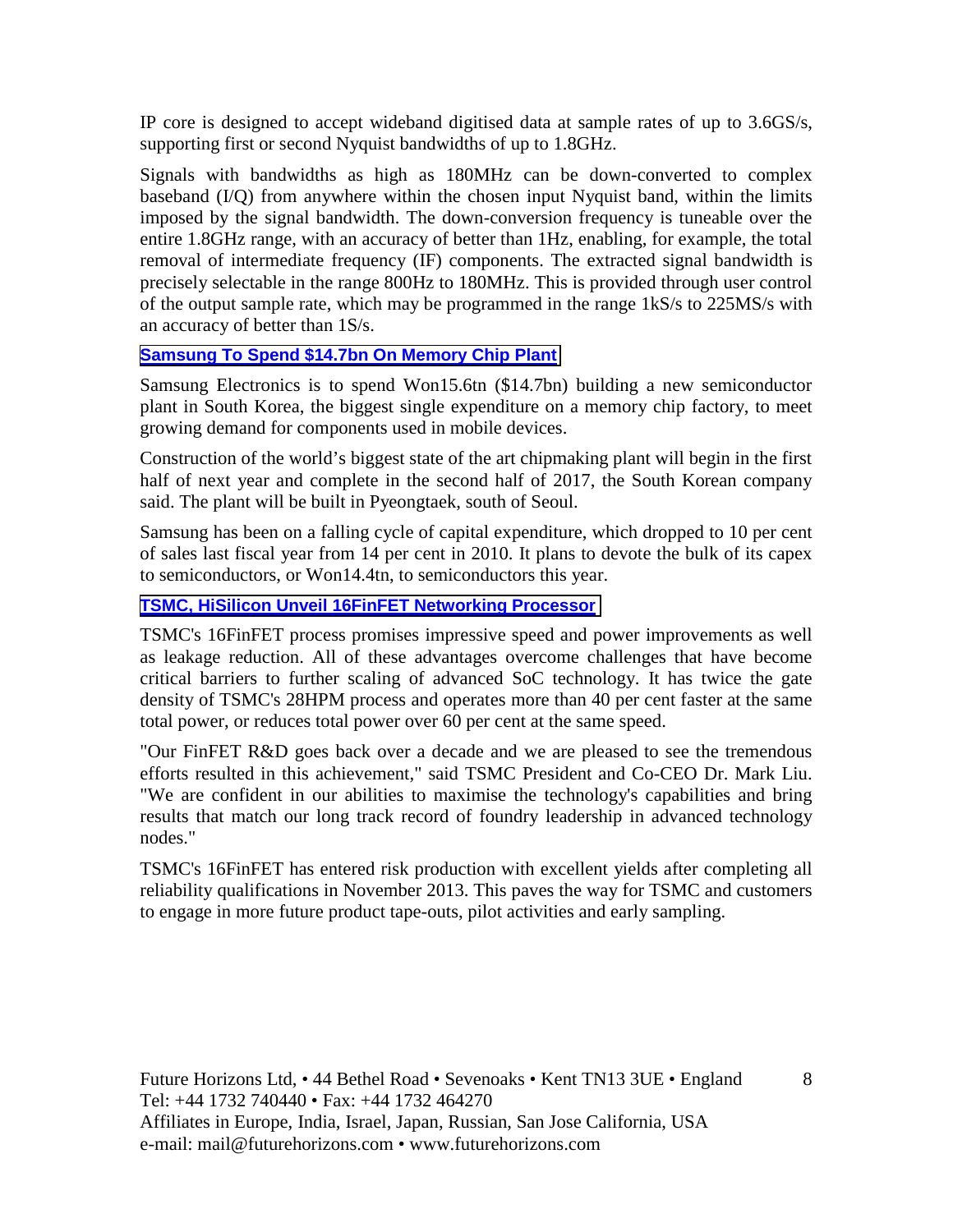IP core is designed to accept wideband digitised data at sample rates of up to 3.6GS/s, supporting first or second Nyquist bandwidths of up to 1.8GHz.

Signals with bandwidths as high as 180MHz can be down-converted to complex baseband (I/Q) from anywhere within the chosen input Nyquist band, within the limits imposed by the signal bandwidth. The down-conversion frequency is tuneable over the entire 1.8GHz range, with an accuracy of better than 1Hz, enabling, for example, the total removal of intermediate frequency (IF) components. The extracted signal bandwidth is precisely selectable in the range 800Hz to 180MHz. This is provided through user control of the output sample rate, which may be programmed in the range 1kS/s to 225MS/s with an accuracy of better than 1S/s.

### Samsung To Spend $14.7bn On Memory Chip Plant

Samsung Electronics is to spend Won15.6tn ($14.7bn) building a new semiconductor plant in South Korea, the biggest single expenditure on a memory chip factory, to meet growing demand for components used in mobile devices.

Construction of the world's biggest state of the art chipmaking plant will begin in the first half of next year and complete in the second half of 2017, the South Korean company said. The plant will be built in Pyeongtaek, south of Seoul.

Samsung has been on a falling cycle of capital expenditure, which dropped to 10 per cent of sales last fiscal year from 14 per cent in 2010. It plans to devote the bulk of its capex to semiconductors, or Won14.4tn, to semiconductors this year.

### TSMC, HiSilicon Unveil 16FinFET Networking Processor

TSMC's 16FinFET process promises impressive speed and power improvements as well as leakage reduction. All of these advantages overcome challenges that have become critical barriers to further scaling of advanced SoC technology. It has twice the gate density of TSMC's 28HPM process and operates more than 40 per cent faster at the same total power, or reduces total power over 60 per cent at the same speed.

"Our FinFET R&D goes back over a decade and we are pleased to see the tremendous efforts resulted in this achievement," said TSMC President and Co-CEO Dr. Mark Liu. "We are confident in our abilities to maximise the technology's capabilities and bring results that match our long track record of foundry leadership in advanced technology nodes."

TSMC's 16FinFET has entered risk production with excellent yields after completing all reliability qualifications in November 2013. This paves the way for TSMC and customers to engage in more future product tape-outs, pilot activities and early sampling.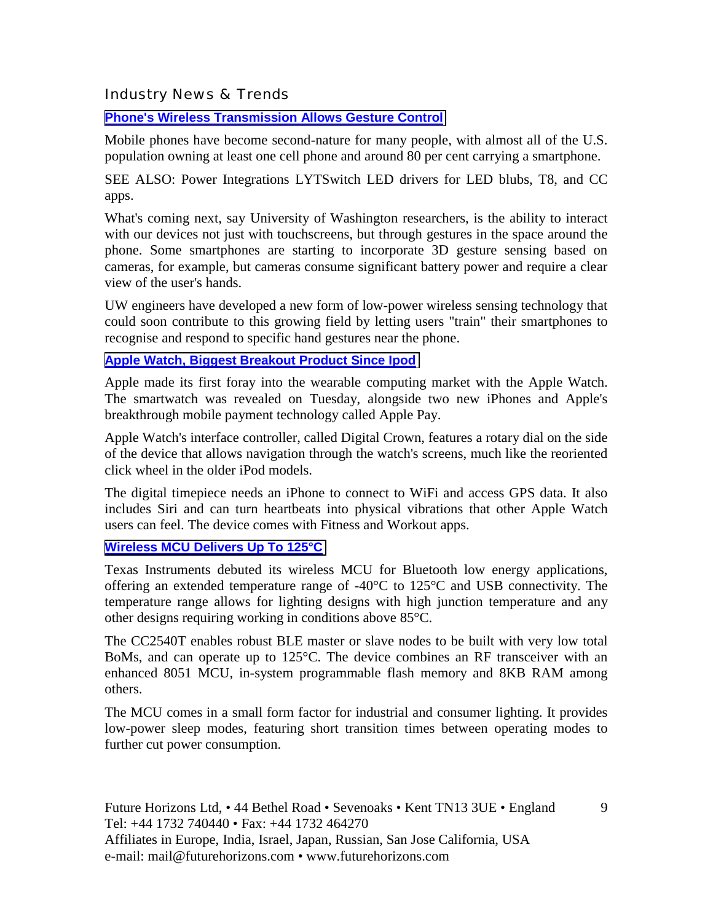## Industry News & Trends

**Phone's Wireless Transmission Allows Gesture Control**

Mobile phones have become second-nature for many people, with almost all of the U.S. population owning at least one cell phone and around 80 per cent carrying a smartphone.

SEE ALSO: Power Integrations LYTSwitch LED drivers for LED blubs, T8, and CC apps.

What's coming next, say University of Washington researchers, is the ability to interact with our devices not just with touchscreens, but through gestures in the space around the phone. Some smartphones are starting to incorporate 3D gesture sensing based on cameras, for example, but cameras consume significant battery power and require a clear view of the user's hands.

UW engineers have developed a new form of low-power wireless sensing technology that could soon contribute to this growing field by letting users "train" their smartphones to recognise and respond to specific hand gestures near the phone.

**Apple Watch, Biggest Breakout Product Since Ipod**

Apple made its first foray into the wearable computing market with the Apple Watch. The smartwatch was revealed on Tuesday, alongside two new iPhones and Apple's breakthrough mobile payment technology called Apple Pay.

Apple Watch's interface controller, called Digital Crown, features a rotary dial on the side of the device that allows navigation through the watch's screens, much like the reoriented click wheel in the older iPod models.

The digital timepiece needs an iPhone to connect to WiFi and access GPS data. It also includes Siri and can turn heartbeats into physical vibrations that other Apple Watch users can feel. The device comes with Fitness and Workout apps.

**Wireless MCU Delivers Up To 125°C**

Texas Instruments debuted its wireless MCU for Bluetooth low energy applications, offering an extended temperature range of -40°C to 125°C and USB connectivity. The temperature range allows for lighting designs with high junction temperature and any other designs requiring working in conditions above 85°C.

The CC2540T enables robust BLE master or slave nodes to be built with very low total BoMs, and can operate up to 125°C. The device combines an RF transceiver with an enhanced 8051 MCU, in-system programmable flash memory and 8KB RAM among others.

The MCU comes in a small form factor for industrial and consumer lighting. It provides low-power sleep modes, featuring short transition times between operating modes to further cut power consumption.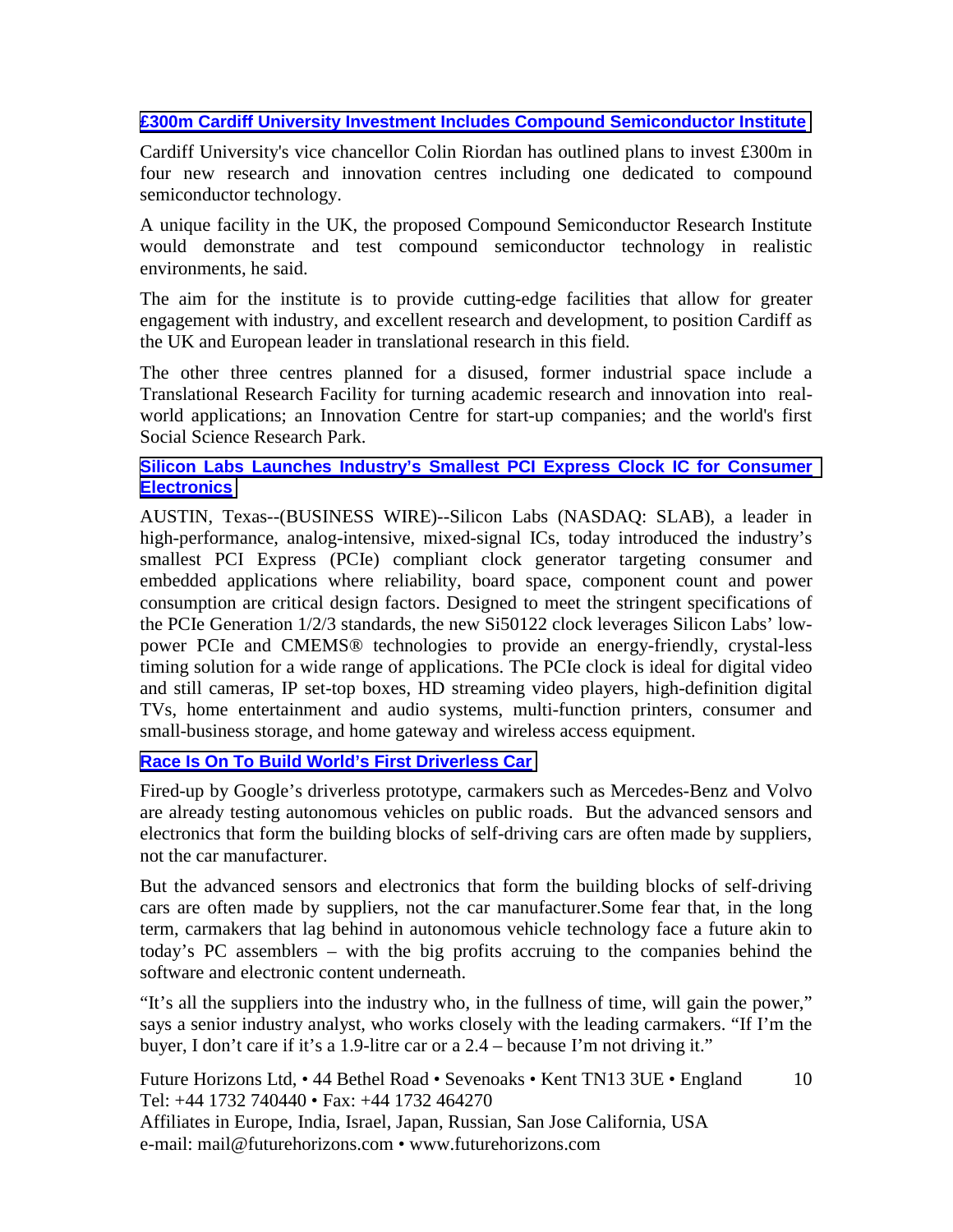### £300m Cardiff University Investment Includes Compound Semiconductor Institute

Cardiff University's vice chancellor Colin Riordan has outlined plans to invest £300m in four new research and innovation centres including one dedicated to compound semiconductor technology.

A unique facility in the UK, the proposed Compound Semiconductor Research Institute would demonstrate and test compound semiconductor technology in realistic environments, he said.

The aim for the institute is to provide cutting-edge facilities that allow for greater engagement with industry, and excellent research and development, to position Cardiff as the UK and European leader in translational research in this field.

The other three centres planned for a disused, former industrial space include a Translational Research Facility for turning academic research and innovation into real-world applications; an Innovation Centre for start-up companies; and the world's first Social Science Research Park.

### Silicon Labs Launches Industry's Smallest PCI Express Clock IC for Consumer Electronics

AUSTIN, Texas--(BUSINESS WIRE)--Silicon Labs (NASDAQ: SLAB), a leader in high-performance, analog-intensive, mixed-signal ICs, today introduced the industry's smallest PCI Express (PCIe) compliant clock generator targeting consumer and embedded applications where reliability, board space, component count and power consumption are critical design factors. Designed to meet the stringent specifications of the PCIe Generation 1/2/3 standards, the new Si50122 clock leverages Silicon Labs' low-power PCIe and CMEMS® technologies to provide an energy-friendly, crystal-less timing solution for a wide range of applications. The PCIe clock is ideal for digital video and still cameras, IP set-top boxes, HD streaming video players, high-definition digital TVs, home entertainment and audio systems, multi-function printers, consumer and small-business storage, and home gateway and wireless access equipment.

### Race Is On To Build World's First Driverless Car

Fired-up by Google's driverless prototype, carmakers such as Mercedes-Benz and Volvo are already testing autonomous vehicles on public roads. But the advanced sensors and electronics that form the building blocks of self-driving cars are often made by suppliers, not the car manufacturer.

But the advanced sensors and electronics that form the building blocks of self-driving cars are often made by suppliers, not the car manufacturer.Some fear that, in the long term, carmakers that lag behind in autonomous vehicle technology face a future akin to today's PC assemblers – with the big profits accruing to the companies behind the software and electronic content underneath.

"It's all the suppliers into the industry who, in the fullness of time, will gain the power," says a senior industry analyst, who works closely with the leading carmakers. "If I'm the buyer, I don't care if it's a 1.9-litre car or a 2.4 – because I'm not driving it."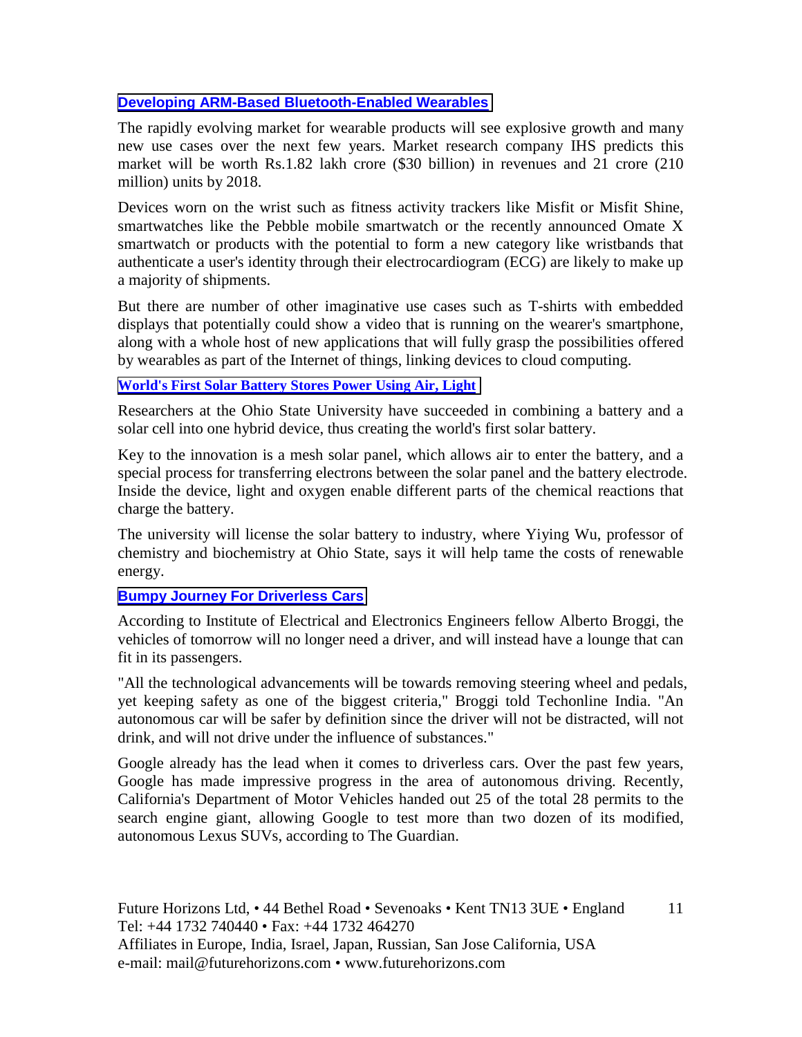### Developing ARM-Based Bluetooth-Enabled Wearables

The rapidly evolving market for wearable products will see explosive growth and many new use cases over the next few years. Market research company IHS predicts this market will be worth Rs.1.82 lakh crore ($30 billion) in revenues and 21 crore (210 million) units by 2018.

Devices worn on the wrist such as fitness activity trackers like Misfit or Misfit Shine, smartwatches like the Pebble mobile smartwatch or the recently announced Omate X smartwatch or products with the potential to form a new category like wristbands that authenticate a user's identity through their electrocardiogram (ECG) are likely to make up a majority of shipments.

But there are number of other imaginative use cases such as T-shirts with embedded displays that potentially could show a video that is running on the wearer's smartphone, along with a whole host of new applications that will fully grasp the possibilities offered by wearables as part of the Internet of things, linking devices to cloud computing.

### World's First Solar Battery Stores Power Using Air, Light

Researchers at the Ohio State University have succeeded in combining a battery and a solar cell into one hybrid device, thus creating the world's first solar battery.

Key to the innovation is a mesh solar panel, which allows air to enter the battery, and a special process for transferring electrons between the solar panel and the battery electrode. Inside the device, light and oxygen enable different parts of the chemical reactions that charge the battery.

The university will license the solar battery to industry, where Yiying Wu, professor of chemistry and biochemistry at Ohio State, says it will help tame the costs of renewable energy.

### Bumpy Journey For Driverless Cars

According to Institute of Electrical and Electronics Engineers fellow Alberto Broggi, the vehicles of tomorrow will no longer need a driver, and will instead have a lounge that can fit in its passengers.

"All the technological advancements will be towards removing steering wheel and pedals, yet keeping safety as one of the biggest criteria," Broggi told Techonline India. "An autonomous car will be safer by definition since the driver will not be distracted, will not drink, and will not drive under the influence of substances."

Google already has the lead when it comes to driverless cars. Over the past few years, Google has made impressive progress in the area of autonomous driving. Recently, California's Department of Motor Vehicles handed out 25 of the total 28 permits to the search engine giant, allowing Google to test more than two dozen of its modified, autonomous Lexus SUVs, according to The Guardian.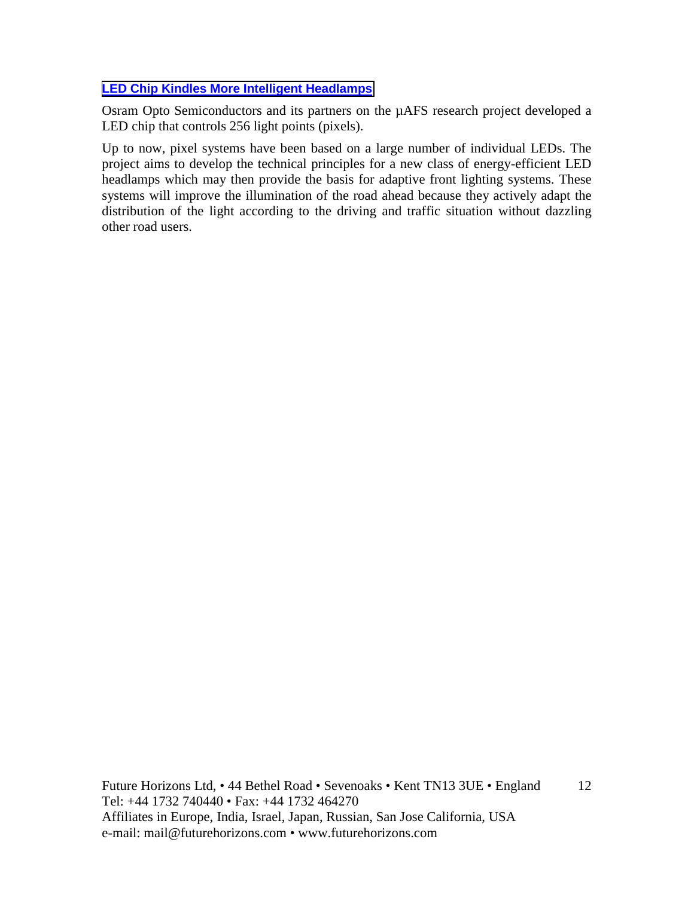### LED Chip Kindles More Intelligent Headlamps

Osram Opto Semiconductors and its partners on the µAFS research project developed a LED chip that controls 256 light points (pixels).

Up to now, pixel systems have been based on a large number of individual LEDs. The project aims to develop the technical principles for a new class of energy-efficient LED headlamps which may then provide the basis for adaptive front lighting systems. These systems will improve the illumination of the road ahead because they actively adapt the distribution of the light according to the driving and traffic situation without dazzling other road users.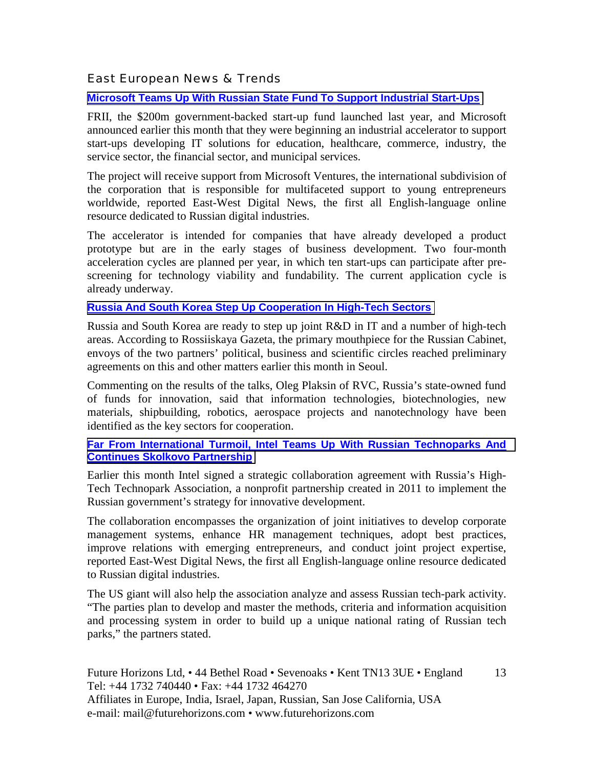## East European News & Trends

### Microsoft Teams Up With Russian State Fund To Support Industrial Start-Ups

FRII, the $200m government-backed start-up fund launched last year, and Microsoft announced earlier this month that they were beginning an industrial accelerator to support start-ups developing IT solutions for education, healthcare, commerce, industry, the service sector, the financial sector, and municipal services.

The project will receive support from Microsoft Ventures, the international subdivision of the corporation that is responsible for multifaceted support to young entrepreneurs worldwide, reported East-West Digital News, the first all English-language online resource dedicated to Russian digital industries.

The accelerator is intended for companies that have already developed a product prototype but are in the early stages of business development. Two four-month acceleration cycles are planned per year, in which ten start-ups can participate after pre-screening for technology viability and fundability. The current application cycle is already underway.

### Russia And South Korea Step Up Cooperation In High-Tech Sectors

Russia and South Korea are ready to step up joint R&D in IT and a number of high-tech areas. According to Rossiiskaya Gazeta, the primary mouthpiece for the Russian Cabinet, envoys of the two partners' political, business and scientific circles reached preliminary agreements on this and other matters earlier this month in Seoul.

Commenting on the results of the talks, Oleg Plaksin of RVC, Russia's state-owned fund of funds for innovation, said that information technologies, biotechnologies, new materials, shipbuilding, robotics, aerospace projects and nanotechnology have been identified as the key sectors for cooperation.

### Far From International Turmoil, Intel Teams Up With Russian Technoparks And Continues Skolkovo Partnership

Earlier this month Intel signed a strategic collaboration agreement with Russia's High-Tech Technopark Association, a nonprofit partnership created in 2011 to implement the Russian government's strategy for innovative development.

The collaboration encompasses the organization of joint initiatives to develop corporate management systems, enhance HR management techniques, adopt best practices, improve relations with emerging entrepreneurs, and conduct joint project expertise, reported East-West Digital News, the first all English-language online resource dedicated to Russian digital industries.

The US giant will also help the association analyze and assess Russian tech-park activity. "The parties plan to develop and master the methods, criteria and information acquisition and processing system in order to build up a unique national rating of Russian tech parks," the partners stated.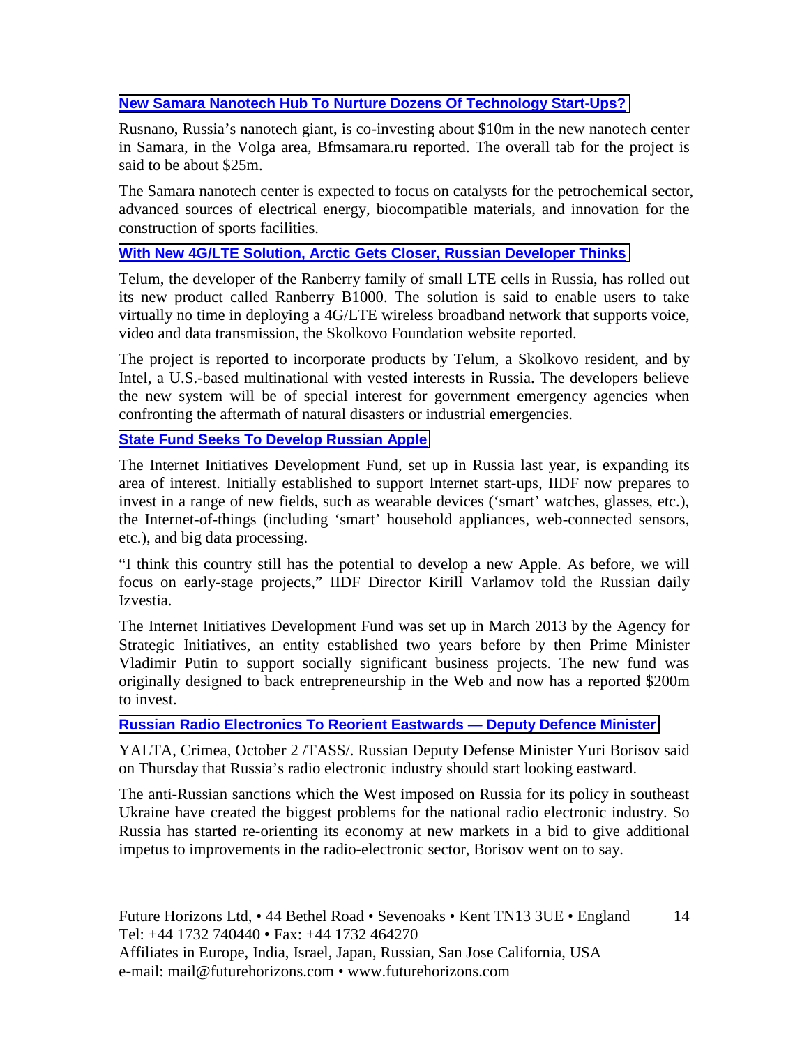### New Samara Nanotech Hub To Nurture Dozens Of Technology Start-Ups?

Rusnano, Russia's nanotech giant, is co-investing about $10m in the new nanotech center in Samara, in the Volga area, Bfmsamara.ru reported. The overall tab for the project is said to be about $25m.

The Samara nanotech center is expected to focus on catalysts for the petrochemical sector, advanced sources of electrical energy, biocompatible materials, and innovation for the construction of sports facilities.

### With New 4G/LTE Solution, Arctic Gets Closer, Russian Developer Thinks

Telum, the developer of the Ranberry family of small LTE cells in Russia, has rolled out its new product called Ranberry B1000. The solution is said to enable users to take virtually no time in deploying a 4G/LTE wireless broadband network that supports voice, video and data transmission, the Skolkovo Foundation website reported.

The project is reported to incorporate products by Telum, a Skolkovo resident, and by Intel, a U.S.-based multinational with vested interests in Russia. The developers believe the new system will be of special interest for government emergency agencies when confronting the aftermath of natural disasters or industrial emergencies.

### State Fund Seeks To Develop Russian Apple

The Internet Initiatives Development Fund, set up in Russia last year, is expanding its area of interest. Initially established to support Internet start-ups, IIDF now prepares to invest in a range of new fields, such as wearable devices ('smart' watches, glasses, etc.), the Internet-of-things (including 'smart' household appliances, web-connected sensors, etc.), and big data processing.

"I think this country still has the potential to develop a new Apple. As before, we will focus on early-stage projects," IIDF Director Kirill Varlamov told the Russian daily Izvestia.

The Internet Initiatives Development Fund was set up in March 2013 by the Agency for Strategic Initiatives, an entity established two years before by then Prime Minister Vladimir Putin to support socially significant business projects. The new fund was originally designed to back entrepreneurship in the Web and now has a reported $200m to invest.

### Russian Radio Electronics To Reorient Eastwards — Deputy Defence Minister

YALTA, Crimea, October 2 /TASS/. Russian Deputy Defense Minister Yuri Borisov said on Thursday that Russia's radio electronic industry should start looking eastward.

The anti-Russian sanctions which the West imposed on Russia for its policy in southeast Ukraine have created the biggest problems for the national radio electronic industry. So Russia has started re-orienting its economy at new markets in a bid to give additional impetus to improvements in the radio-electronic sector, Borisov went on to say.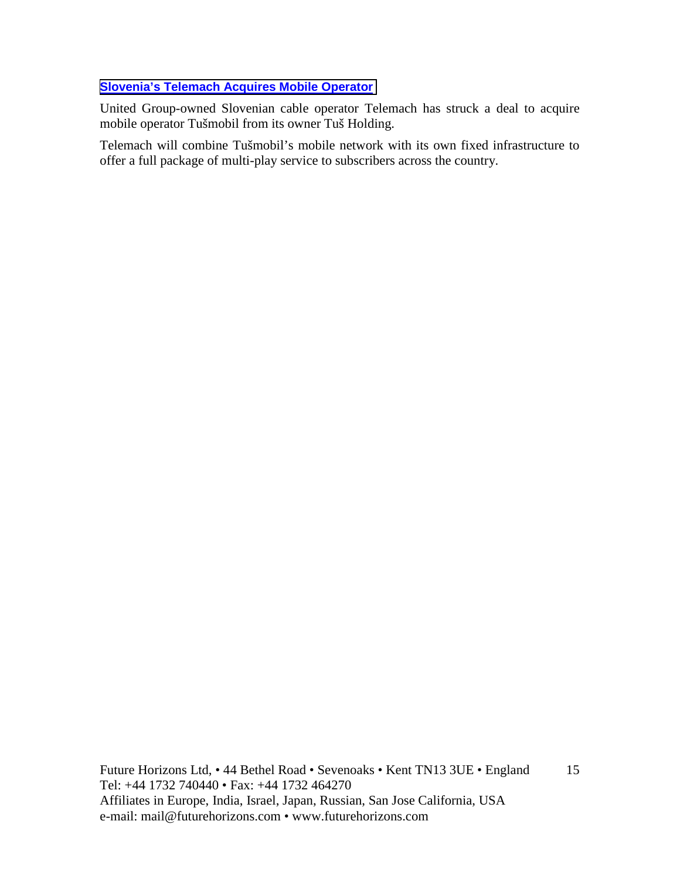### Slovenia's Telemach Acquires Mobile Operator

United Group-owned Slovenian cable operator Telemach has struck a deal to acquire mobile operator Tušmobil from its owner Tuš Holding.

Telemach will combine Tušmobil's mobile network with its own fixed infrastructure to offer a full package of multi-play service to subscribers across the country.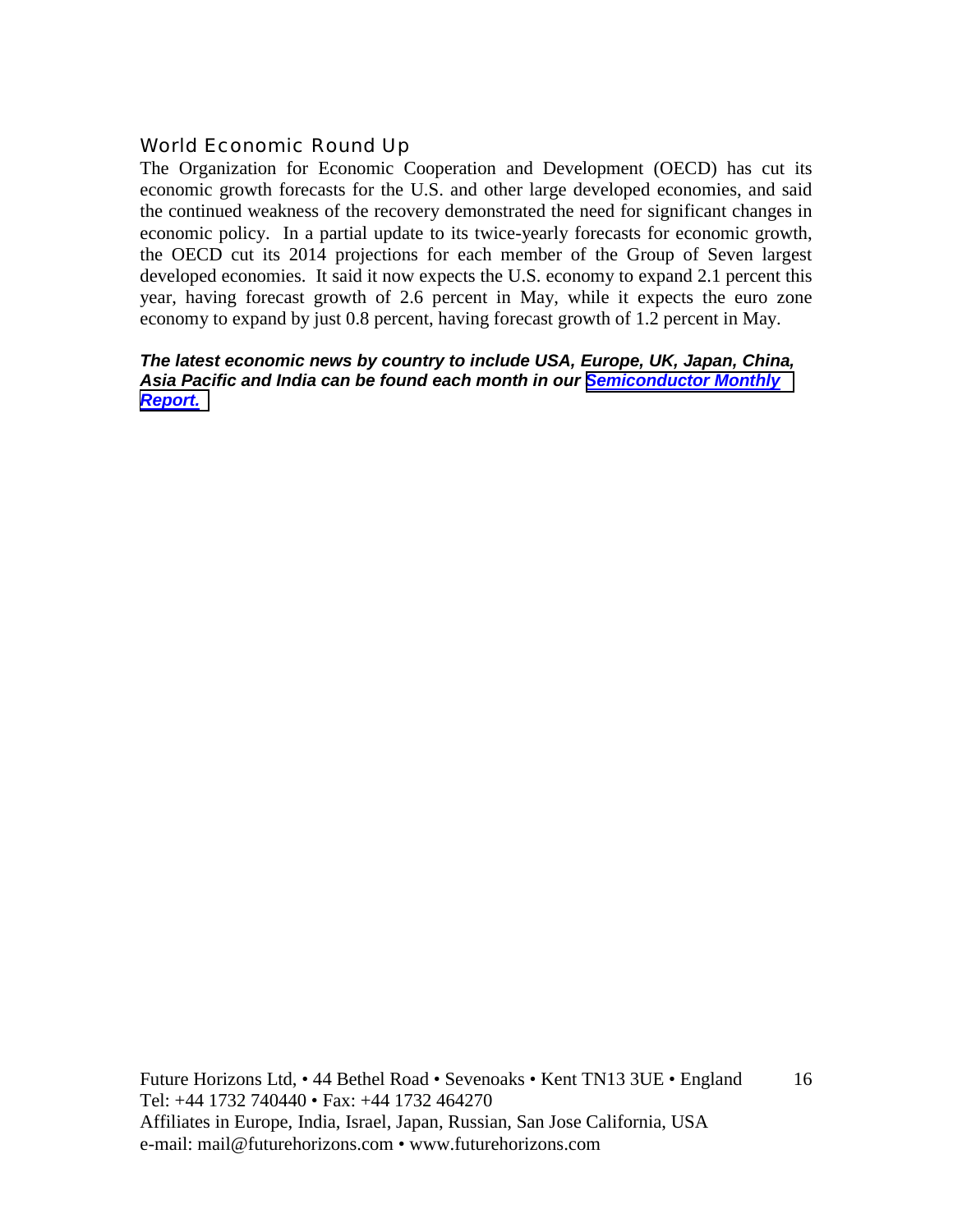## World Economic Round Up

The Organization for Economic Cooperation and Development (OECD) has cut its economic growth forecasts for the U.S. and other large developed economies, and said the continued weakness of the recovery demonstrated the need for significant changes in economic policy. In a partial update to its twice-yearly forecasts for economic growth, the OECD cut its 2014 projections for each member of the Group of Seven largest developed economies. It said it now expects the U.S. economy to expand 2.1 percent this year, having forecast growth of 2.6 percent in May, while it expects the euro zone economy to expand by just 0.8 percent, having forecast growth of 1.2 percent in May.

***The latest economic news by country to include USA, Europe, UK, Japan, China, Asia Pacific and India can be found each month in our Semiconductor Monthly Report.***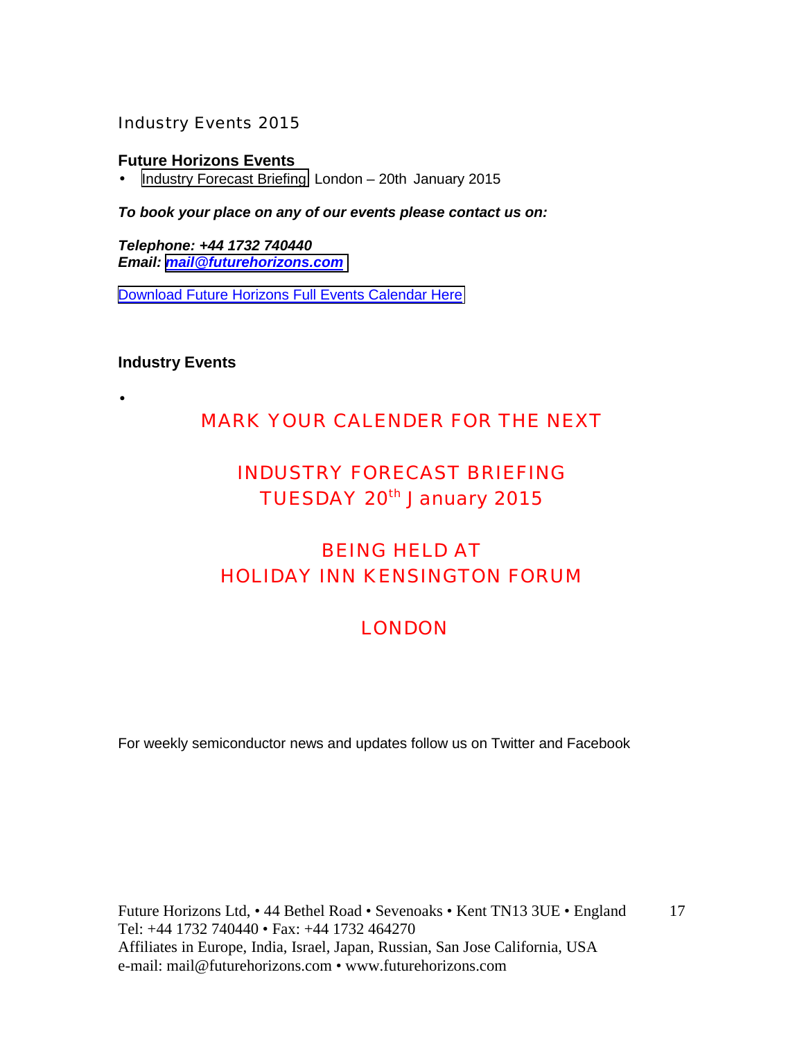# Industry Events 2015

### Future Horizons Events

- Industry Forecast Briefing London – 20th January 2015

***To book your place on any of our events please contact us on:***

***Telephone: +44 1732 740440***
***Email: mail@futurehorizons.com***

Download Future Horizons Full Events Calendar Here

### Industry Events

-

MARK YOUR CALENDER FOR THE NEXT

INDUSTRY FORECAST BRIEFING
TUESDAY 20th January 2015

BEING HELD AT
HOLIDAY INN KENSINGTON FORUM

LONDON

For weekly semiconductor news and updates follow us on Twitter and Facebook

Future Horizons Ltd, • 44 Bethel Road • Sevenoaks • Kent TN13 3UE • England
Tel: +44 1732 740440 • Fax: +44 1732 464270
Affiliates in Europe, India, Israel, Japan, Russian, San Jose California, USA
e-mail: mail@futurehorizons.com • www.futurehorizons.com